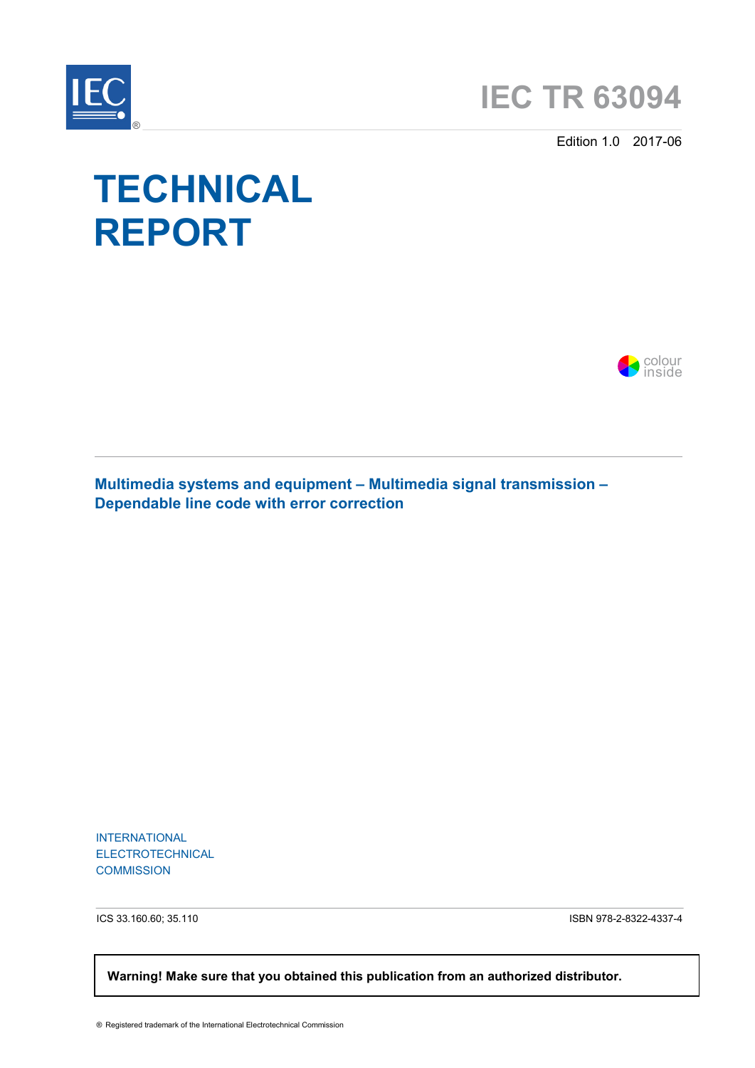# IEC TR 63094

Edition 1.0 2017-06

# TECHNICAL REPORT

colour inside

**Multimedia systems and equipment – Multimedia signal transmission – Dependable line code with error correction**

INTERNATIONAL
ELECTROTECHNICAL
COMMISSION

ICS 33.160.60; 35.110

ISBN 978-2-8322-4337-4

**Warning! Make sure that you obtained this publication from an authorized distributor.**

® Registered trademark of the International Electrotechnical Commission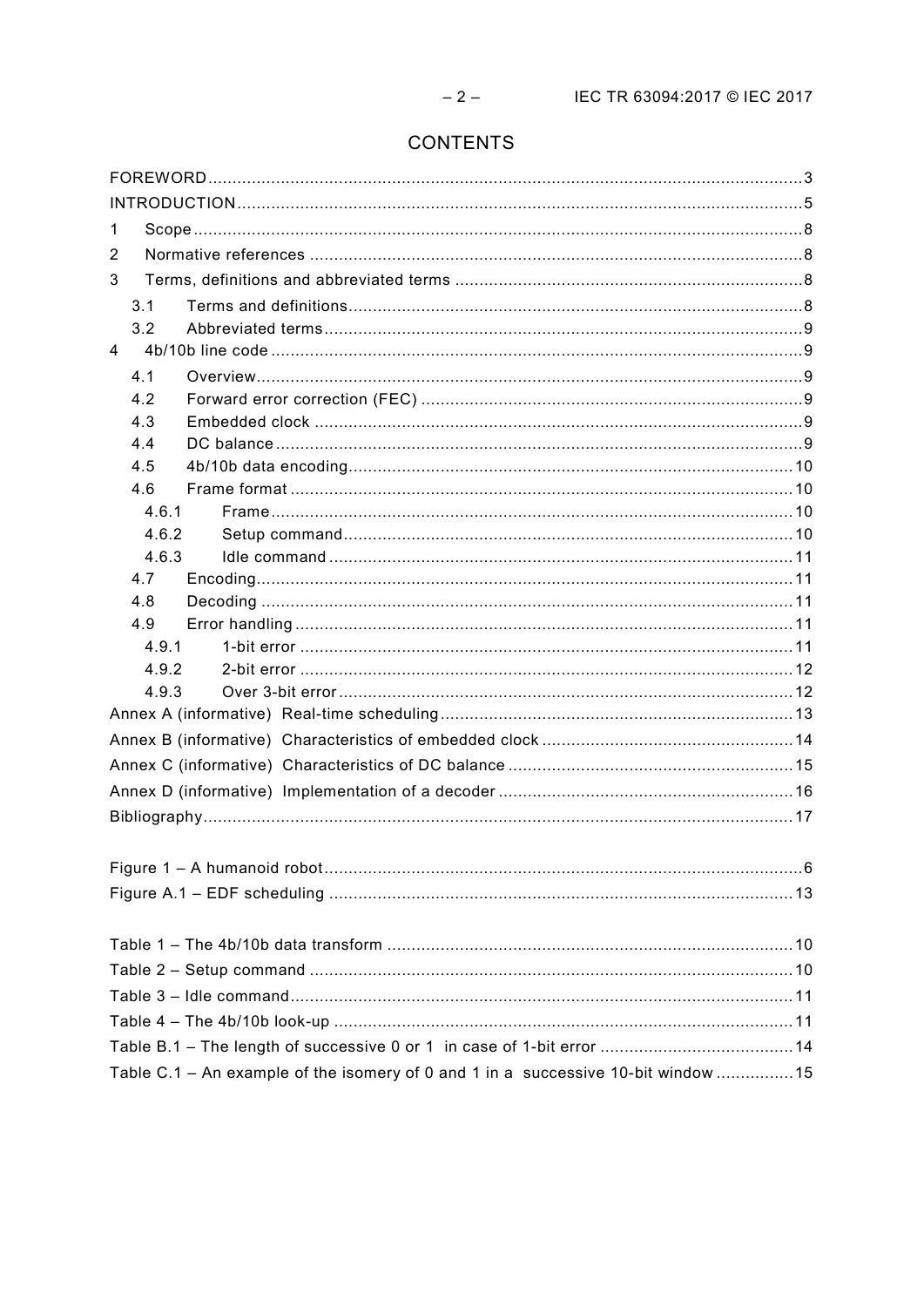# CONTENTS

FOREWORD ... 3
INTRODUCTION ... 5
1 Scope ... 8
2 Normative references ... 8
3 Terms, definitions and abbreviated terms ... 8
  3.1 Terms and definitions ... 8
  3.2 Abbreviated terms ... 9
4 4b/10b line code ... 9
  4.1 Overview ... 9
  4.2 Forward error correction (FEC) ... 9
  4.3 Embedded clock ... 9
  4.4 DC balance ... 9
  4.5 4b/10b data encoding ... 10
  4.6 Frame format ... 10
    4.6.1 Frame ... 10
    4.6.2 Setup command ... 10
    4.6.3 Idle command ... 11
  4.7 Encoding ... 11
  4.8 Decoding ... 11
  4.9 Error handling ... 11
    4.9.1 1-bit error ... 11
    4.9.2 2-bit error ... 12
    4.9.3 Over 3-bit error ... 12
Annex A (informative) Real-time scheduling ... 13
Annex B (informative) Characteristics of embedded clock ... 14
Annex C (informative) Characteristics of DC balance ... 15
Annex D (informative) Implementation of a decoder ... 16
Bibliography ... 17

Figure 1 – A humanoid robot ... 6
Figure A.1 – EDF scheduling ... 13

Table 1 – The 4b/10b data transform ... 10
Table 2 – Setup command ... 10
Table 3 – Idle command ... 11
Table 4 – The 4b/10b look-up ... 11
Table B.1 – The length of successive 0 or 1 in case of 1-bit error ... 14
Table C.1 – An example of the isomery of 0 and 1 in a successive 10-bit window ... 15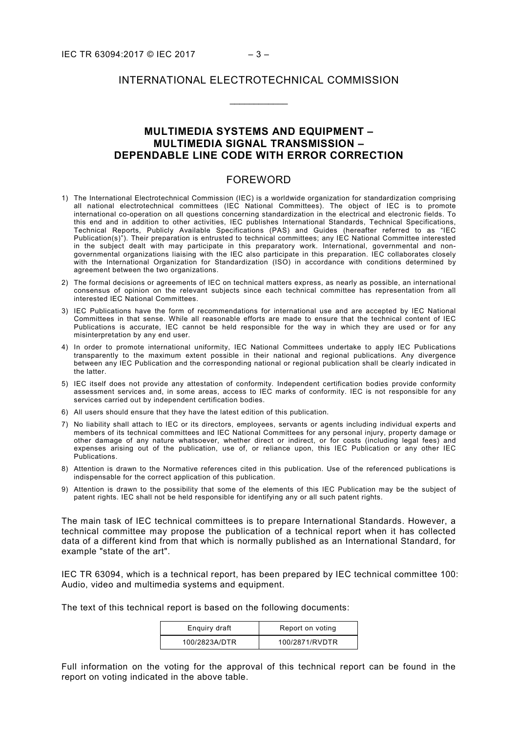# INTERNATIONAL ELECTROTECHNICAL COMMISSION

\_\_\_\_\_\_\_\_\_\_\_\_

## MULTIMEDIA SYSTEMS AND EQUIPMENT – MULTIMEDIA SIGNAL TRANSMISSION – DEPENDABLE LINE CODE WITH ERROR CORRECTION

## FOREWORD

1) The International Electrotechnical Commission (IEC) is a worldwide organization for standardization comprising all national electrotechnical committees (IEC National Committees). The object of IEC is to promote international co-operation on all questions concerning standardization in the electrical and electronic fields. To this end and in addition to other activities, IEC publishes International Standards, Technical Specifications, Technical Reports, Publicly Available Specifications (PAS) and Guides (hereafter referred to as "IEC Publication(s)"). Their preparation is entrusted to technical committees; any IEC National Committee interested in the subject dealt with may participate in this preparatory work. International, governmental and non-governmental organizations liaising with the IEC also participate in this preparation. IEC collaborates closely with the International Organization for Standardization (ISO) in accordance with conditions determined by agreement between the two organizations.
2) The formal decisions or agreements of IEC on technical matters express, as nearly as possible, an international consensus of opinion on the relevant subjects since each technical committee has representation from all interested IEC National Committees.
3) IEC Publications have the form of recommendations for international use and are accepted by IEC National Committees in that sense. While all reasonable efforts are made to ensure that the technical content of IEC Publications is accurate, IEC cannot be held responsible for the way in which they are used or for any misinterpretation by any end user.
4) In order to promote international uniformity, IEC National Committees undertake to apply IEC Publications transparently to the maximum extent possible in their national and regional publications. Any divergence between any IEC Publication and the corresponding national or regional publication shall be clearly indicated in the latter.
5) IEC itself does not provide any attestation of conformity. Independent certification bodies provide conformity assessment services and, in some areas, access to IEC marks of conformity. IEC is not responsible for any services carried out by independent certification bodies.
6) All users should ensure that they have the latest edition of this publication.
7) No liability shall attach to IEC or its directors, employees, servants or agents including individual experts and members of its technical committees and IEC National Committees for any personal injury, property damage or other damage of any nature whatsoever, whether direct or indirect, or for costs (including legal fees) and expenses arising out of the publication, use of, or reliance upon, this IEC Publication or any other IEC Publications.
8) Attention is drawn to the Normative references cited in this publication. Use of the referenced publications is indispensable for the correct application of this publication.
9) Attention is drawn to the possibility that some of the elements of this IEC Publication may be the subject of patent rights. IEC shall not be held responsible for identifying any or all such patent rights.

The main task of IEC technical committees is to prepare International Standards. However, a technical committee may propose the publication of a technical report when it has collected data of a different kind from that which is normally published as an International Standard, for example "state of the art".

IEC TR 63094, which is a technical report, has been prepared by IEC technical committee 100: Audio, video and multimedia systems and equipment.

The text of this technical report is based on the following documents:

| Enquiry draft | Report on voting |
|---|---|
| 100/2823A/DTR | 100/2871/RVDTR |

Full information on the voting for the approval of this technical report can be found in the report on voting indicated in the above table.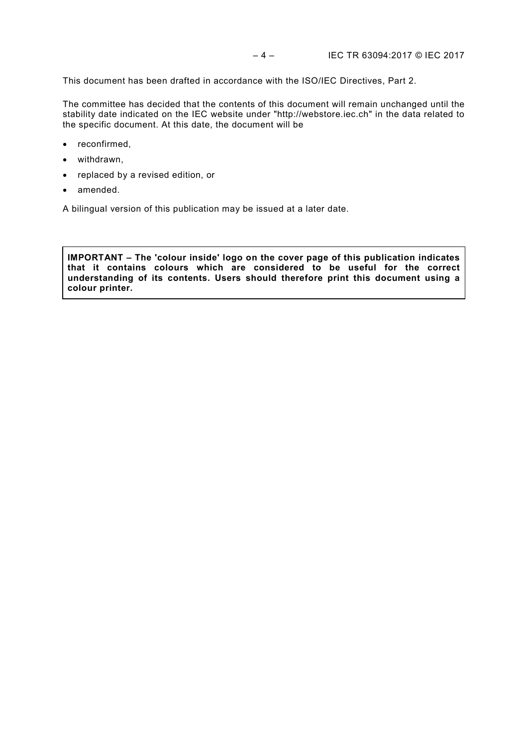This document has been drafted in accordance with the ISO/IEC Directives, Part 2.

The committee has decided that the contents of this document will remain unchanged until the stability date indicated on the IEC website under "http://webstore.iec.ch" in the data related to the specific document. At this date, the document will be

- reconfirmed,
- withdrawn,
- replaced by a revised edition, or
- amended.

A bilingual version of this publication may be issued at a later date.

**IMPORTANT – The 'colour inside' logo on the cover page of this publication indicates that it contains colours which are considered to be useful for the correct understanding of its contents. Users should therefore print this document using a colour printer.**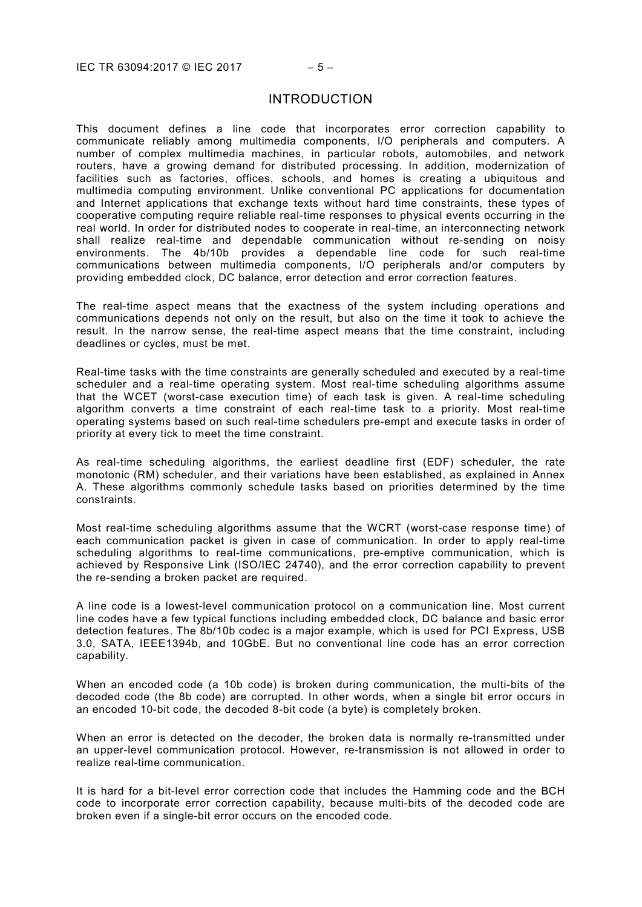# INTRODUCTION

This document defines a line code that incorporates error correction capability to communicate reliably among multimedia components, I/O peripherals and computers. A number of complex multimedia machines, in particular robots, automobiles, and network routers, have a growing demand for distributed processing. In addition, modernization of facilities such as factories, offices, schools, and homes is creating a ubiquitous and multimedia computing environment. Unlike conventional PC applications for documentation and Internet applications that exchange texts without hard time constraints, these types of cooperative computing require reliable real-time responses to physical events occurring in the real world. In order for distributed nodes to cooperate in real-time, an interconnecting network shall realize real-time and dependable communication without re-sending on noisy environments. The 4b/10b provides a dependable line code for such real-time communications between multimedia components, I/O peripherals and/or computers by providing embedded clock, DC balance, error detection and error correction features.

The real-time aspect means that the exactness of the system including operations and communications depends not only on the result, but also on the time it took to achieve the result. In the narrow sense, the real-time aspect means that the time constraint, including deadlines or cycles, must be met.

Real-time tasks with the time constraints are generally scheduled and executed by a real-time scheduler and a real-time operating system. Most real-time scheduling algorithms assume that the WCET (worst-case execution time) of each task is given. A real-time scheduling algorithm converts a time constraint of each real-time task to a priority. Most real-time operating systems based on such real-time schedulers pre-empt and execute tasks in order of priority at every tick to meet the time constraint.

As real-time scheduling algorithms, the earliest deadline first (EDF) scheduler, the rate monotonic (RM) scheduler, and their variations have been established, as explained in Annex A. These algorithms commonly schedule tasks based on priorities determined by the time constraints.

Most real-time scheduling algorithms assume that the WCRT (worst-case response time) of each communication packet is given in case of communication. In order to apply real-time scheduling algorithms to real-time communications, pre-emptive communication, which is achieved by Responsive Link (ISO/IEC 24740), and the error correction capability to prevent the re-sending a broken packet are required.

A line code is a lowest-level communication protocol on a communication line. Most current line codes have a few typical functions including embedded clock, DC balance and basic error detection features. The 8b/10b codec is a major example, which is used for PCI Express, USB 3.0, SATA, IEEE1394b, and 10GbE. But no conventional line code has an error correction capability.

When an encoded code (a 10b code) is broken during communication, the multi-bits of the decoded code (the 8b code) are corrupted. In other words, when a single bit error occurs in an encoded 10-bit code, the decoded 8-bit code (a byte) is completely broken.

When an error is detected on the decoder, the broken data is normally re-transmitted under an upper-level communication protocol. However, re-transmission is not allowed in order to realize real-time communication.

It is hard for a bit-level error correction code that includes the Hamming code and the BCH code to incorporate error correction capability, because multi-bits of the decoded code are broken even if a single-bit error occurs on the encoded code.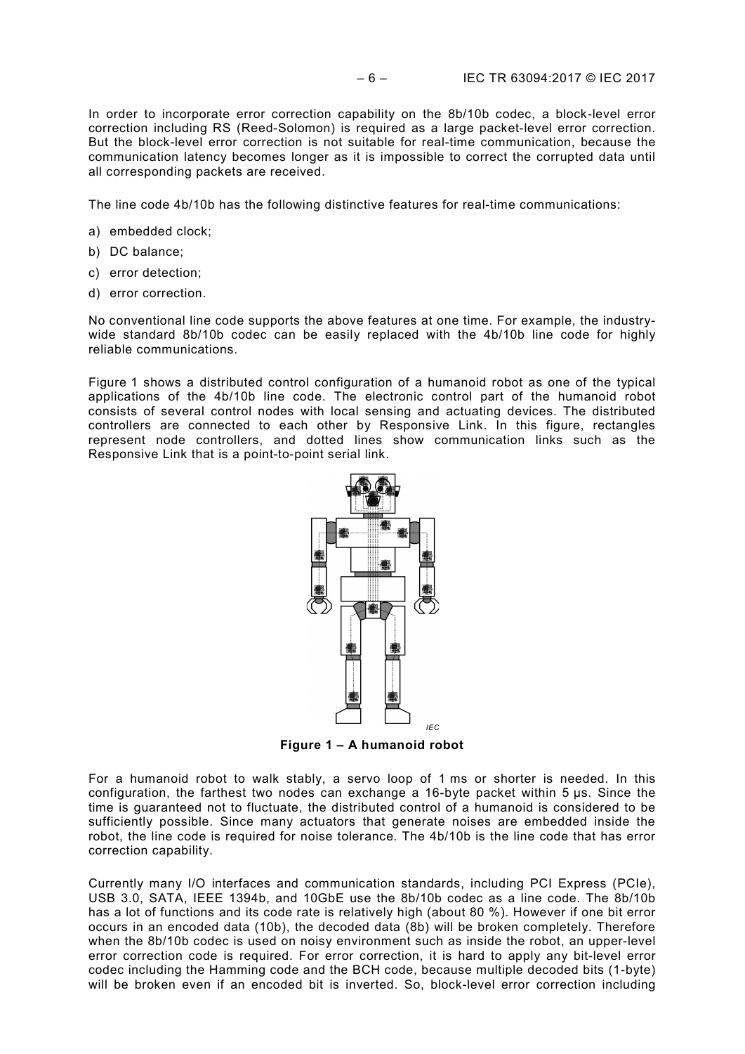In order to incorporate error correction capability on the 8b/10b codec, a block-level error correction including RS (Reed-Solomon) is required as a large packet-level error correction. But the block-level error correction is not suitable for real-time communication, because the communication latency becomes longer as it is impossible to correct the corrupted data until all corresponding packets are received.

The line code 4b/10b has the following distinctive features for real-time communications:

a) embedded clock;
b) DC balance;
c) error detection;
d) error correction.

No conventional line code supports the above features at one time. For example, the industry-wide standard 8b/10b codec can be easily replaced with the 4b/10b line code for highly reliable communications.

Figure 1 shows a distributed control configuration of a humanoid robot as one of the typical applications of the 4b/10b line code. The electronic control part of the humanoid robot consists of several control nodes with local sensing and actuating devices. The distributed controllers are connected to each other by Responsive Link. In this figure, rectangles represent node controllers, and dotted lines show communication links such as the Responsive Link that is a point-to-point serial link.

**Figure 1 – A humanoid robot**

For a humanoid robot to walk stably, a servo loop of 1 ms or shorter is needed. In this configuration, the farthest two nodes can exchange a 16-byte packet within 5 μs. Since the time is guaranteed not to fluctuate, the distributed control of a humanoid is considered to be sufficiently possible. Since many actuators that generate noises are embedded inside the robot, the line code is required for noise tolerance. The 4b/10b is the line code that has error correction capability.

Currently many I/O interfaces and communication standards, including PCI Express (PCIe), USB 3.0, SATA, IEEE 1394b, and 10GbE use the 8b/10b codec as a line code. The 8b/10b has a lot of functions and its code rate is relatively high (about 80 %). However if one bit error occurs in an encoded data (10b), the decoded data (8b) will be broken completely. Therefore when the 8b/10b codec is used on noisy environment such as inside the robot, an upper-level error correction code is required. For error correction, it is hard to apply any bit-level error codec including the Hamming code and the BCH code, because multiple decoded bits (1-byte) will be broken even if an encoded bit is inverted. So, block-level error correction including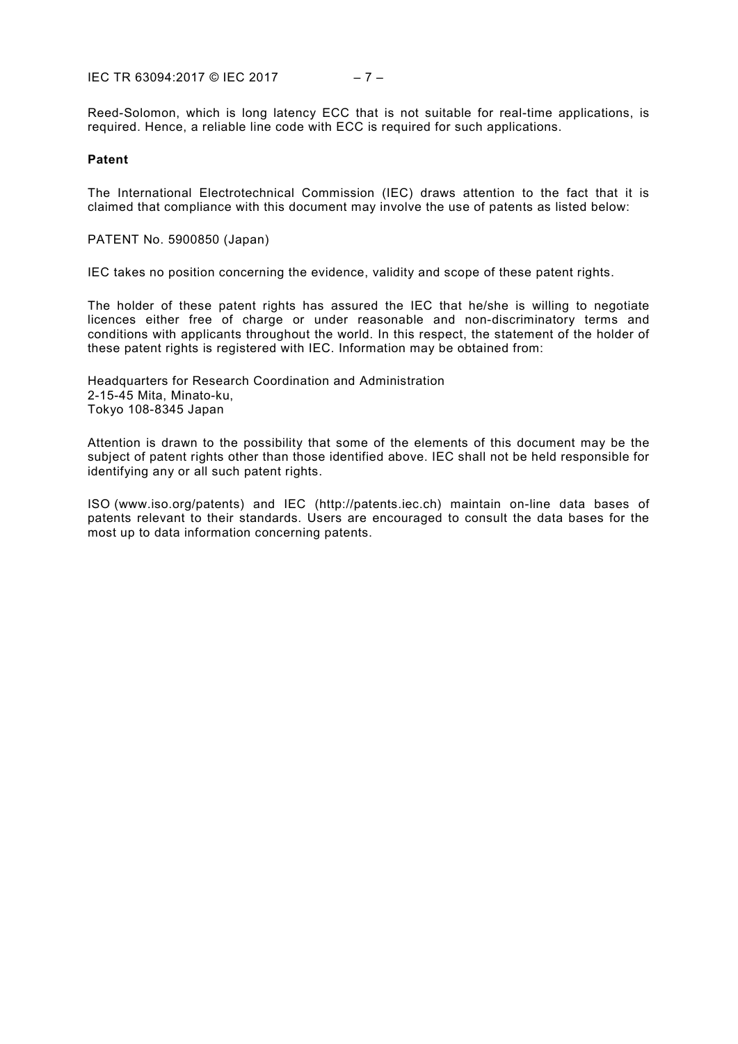Reed-Solomon, which is long latency ECC that is not suitable for real-time applications, is required. Hence, a reliable line code with ECC is required for such applications.

**Patent**

The International Electrotechnical Commission (IEC) draws attention to the fact that it is claimed that compliance with this document may involve the use of patents as listed below:

PATENT No. 5900850 (Japan)

IEC takes no position concerning the evidence, validity and scope of these patent rights.

The holder of these patent rights has assured the IEC that he/she is willing to negotiate licences either free of charge or under reasonable and non-discriminatory terms and conditions with applicants throughout the world. In this respect, the statement of the holder of these patent rights is registered with IEC. Information may be obtained from:

Headquarters for Research Coordination and Administration
2-15-45 Mita, Minato-ku,
Tokyo 108-8345 Japan

Attention is drawn to the possibility that some of the elements of this document may be the subject of patent rights other than those identified above. IEC shall not be held responsible for identifying any or all such patent rights.

ISO (www.iso.org/patents) and IEC (http://patents.iec.ch) maintain on-line data bases of patents relevant to their standards. Users are encouraged to consult the data bases for the most up to data information concerning patents.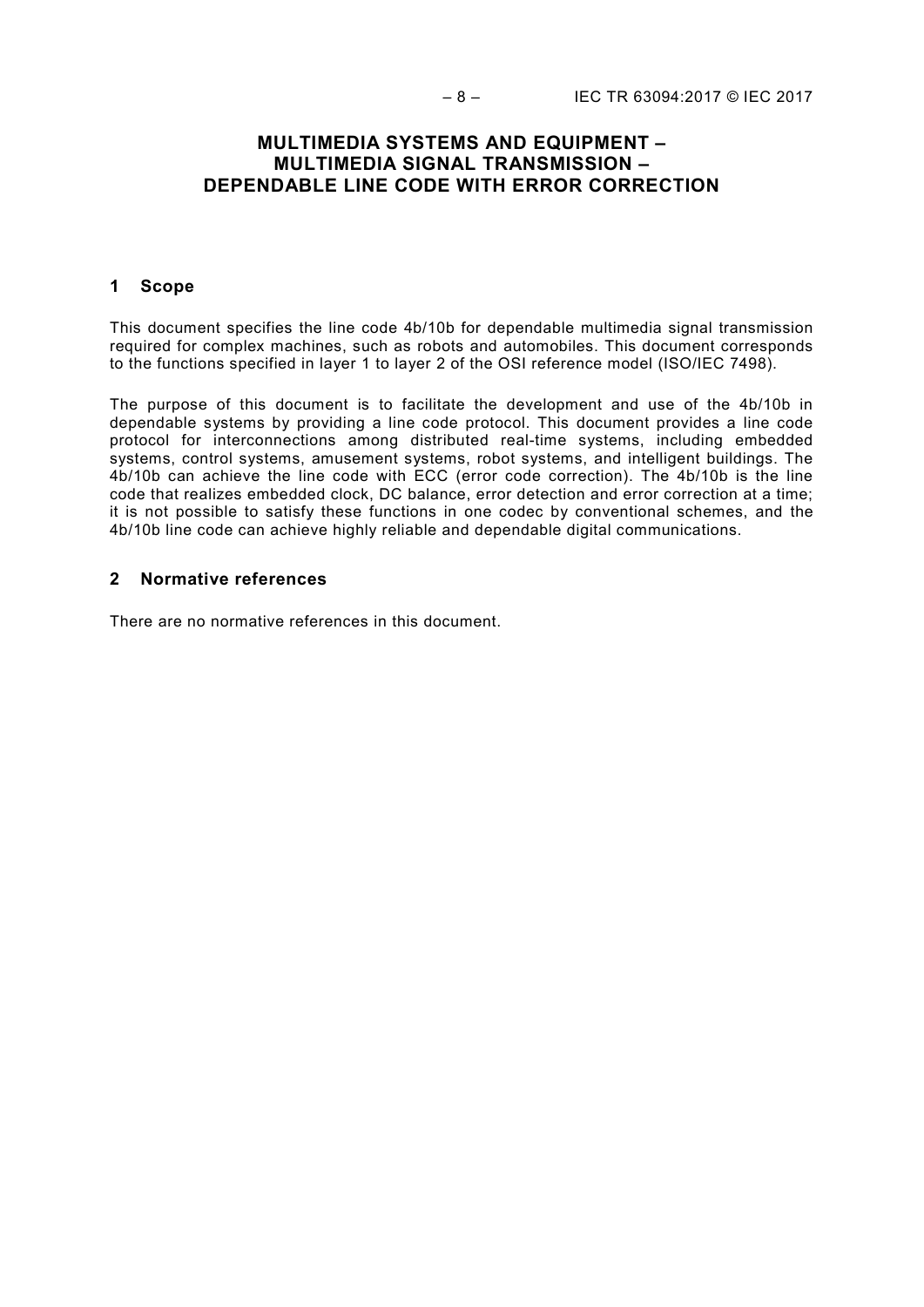# MULTIMEDIA SYSTEMS AND EQUIPMENT – MULTIMEDIA SIGNAL TRANSMISSION – DEPENDABLE LINE CODE WITH ERROR CORRECTION

## 1 Scope

This document specifies the line code 4b/10b for dependable multimedia signal transmission required for complex machines, such as robots and automobiles. This document corresponds to the functions specified in layer 1 to layer 2 of the OSI reference model (ISO/IEC 7498).

The purpose of this document is to facilitate the development and use of the 4b/10b in dependable systems by providing a line code protocol. This document provides a line code protocol for interconnections among distributed real-time systems, including embedded systems, control systems, amusement systems, robot systems, and intelligent buildings. The 4b/10b can achieve the line code with ECC (error code correction). The 4b/10b is the line code that realizes embedded clock, DC balance, error detection and error correction at a time; it is not possible to satisfy these functions in one codec by conventional schemes, and the 4b/10b line code can achieve highly reliable and dependable digital communications.

## 2 Normative references

There are no normative references in this document.